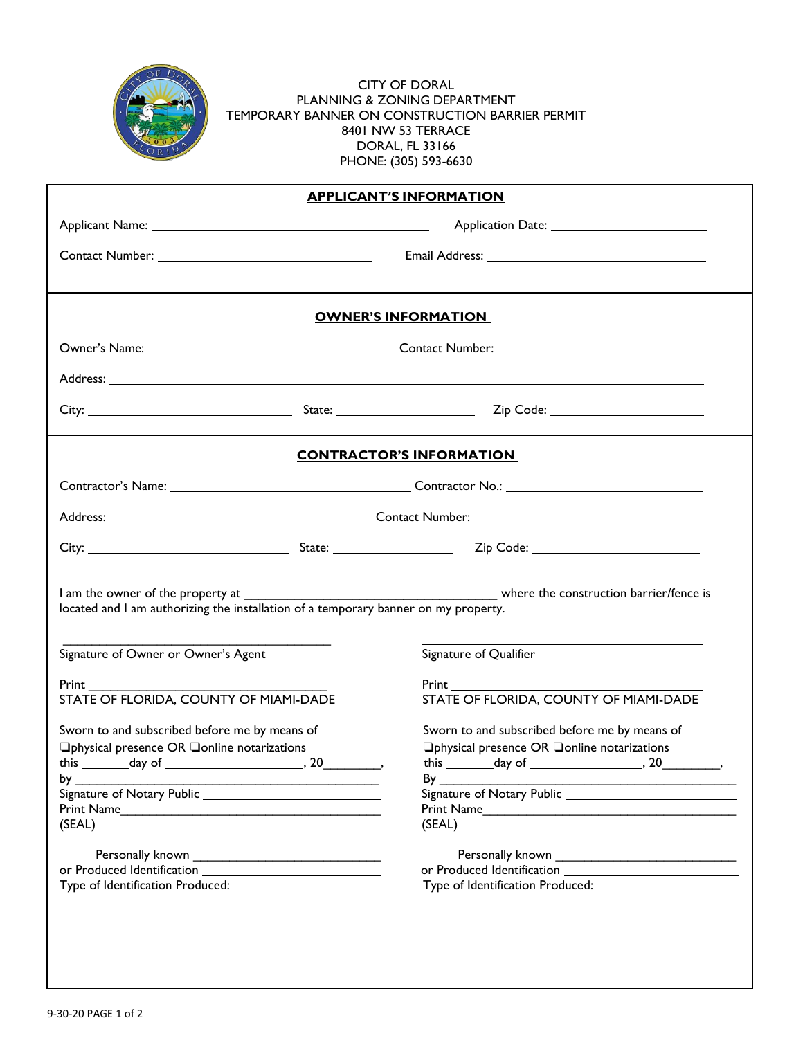CITY OF DORAL
PLANNING & ZONING DEPARTMENT
TEMPORARY BANNER ON CONSTRUCTION BARRIER PERMIT
8401 NW 53 TERRACE
DORAL, FL 33166
PHONE: (305) 593-6630

## APPLICANT'S INFORMATION

Applicant Name: ______________________________ Application Date: ____________________

Contact Number: ________________________ Email Address: ____________________________

## OWNER'S INFORMATION

Owner's Name: __________________________ Contact Number: ________________________

Address: ______________________________________________________________________

City: ______________________ State: ________________ Zip Code: __________________

## CONTRACTOR'S INFORMATION

Contractor's Name: ___________________________ Contractor No.: ______________________

Address: ___________________________ Contact Number: ___________________________

City: ______________________ State: ______________ Zip Code: ____________________

I am the owner of the property at ______________________________ where the construction barrier/fence is located and I am authorizing the installation of a temporary banner on my property.

| | |
|---|---|
| ______________________________ | ______________________________ |
| Signature of Owner or Owner's Agent | Signature of Qualifier |
| Print ______________________________ | Print ______________________________ |
| STATE OF FLORIDA, COUNTY OF MIAMI-DADE | STATE OF FLORIDA, COUNTY OF MIAMI-DADE |
| Sworn to and subscribed before me by means of ❑physical presence OR ❑online notarizations | Sworn to and subscribed before me by means of ❑physical presence OR ❑online notarizations |
| this _______day of ____________________, 20________, | this _______day of ________________, 20________, |
| by ________________________________________ | By ________________________________________ |
| Signature of Notary Public ________________________ | Signature of Notary Public ________________________ |
| Print Name____________________________________ | Print Name____________________________________ |
| (SEAL) | (SEAL) |
| Personally known __________________________ | Personally known __________________________ |
| or Produced Identification ________________________ | or Produced Identification ________________________ |
| Type of Identification Produced: ____________________ | Type of Identification Produced: ____________________ |

9-30-20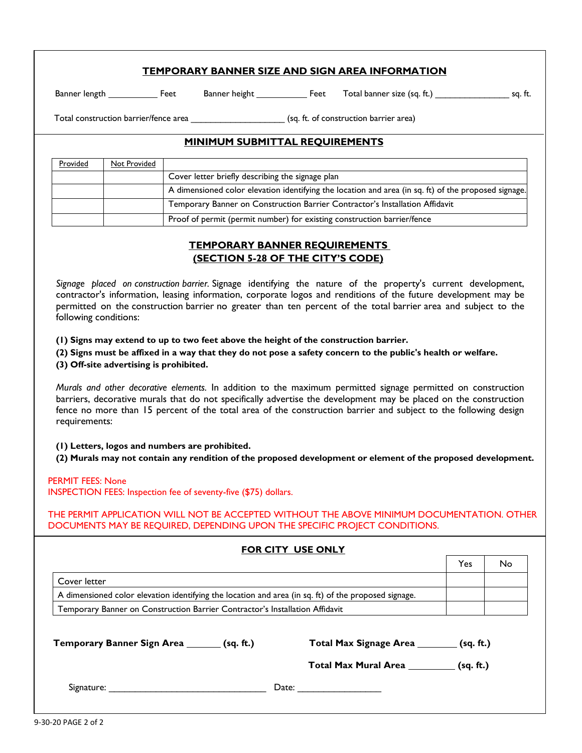## TEMPORARY BANNER SIZE AND SIGN AREA INFORMATION

Banner length ___________ Feet    Banner height ___________ Feet    Total banner size (sq. ft.) ________________ sq. ft.

Total construction barrier/fence area ____________________ (sq. ft. of construction barrier area)

## MINIMUM SUBMITTAL REQUIREMENTS

| Provided | Not Provided | |
|---|---|---|
| | | Cover letter briefly describing the signage plan |
| | | A dimensioned color elevation identifying the location and area (in sq. ft) of the proposed signage. |
| | | Temporary Banner on Construction Barrier Contractor's Installation Affidavit |
| | | Proof of permit (permit number) for existing construction barrier/fence |

## TEMPORARY BANNER REQUIREMENTS (SECTION 5-28 OF THE CITY'S CODE)

*Signage placed on construction barrier.* Signage identifying the nature of the property's current development, contractor's information, leasing information, corporate logos and renditions of the future development may be permitted on the construction barrier no greater than ten percent of the total barrier area and subject to the following conditions:

**(1) Signs may extend to up to two feet above the height of the construction barrier.**

**(2) Signs must be affixed in a way that they do not pose a safety concern to the public's health or welfare.**

**(3) Off-site advertising is prohibited.**

*Murals and other decorative elements.* In addition to the maximum permitted signage permitted on construction barriers, decorative murals that do not specifically advertise the development may be placed on the construction fence no more than 15 percent of the total area of the construction barrier and subject to the following design requirements:

**(1) Letters, logos and numbers are prohibited.**

**(2) Murals may not contain any rendition of the proposed development or element of the proposed development.**

PERMIT FEES: None
INSPECTION FEES: Inspection fee of seventy-five ($75) dollars.

THE PERMIT APPLICATION WILL NOT BE ACCEPTED WITHOUT THE ABOVE MINIMUM DOCUMENTATION. OTHER DOCUMENTS MAY BE REQUIRED, DEPENDING UPON THE SPECIFIC PROJECT CONDITIONS.

## FOR CITY USE ONLY

| | Yes | No |
|---|---|---|
| Cover letter | | |
| A dimensioned color elevation identifying the location and area (in sq. ft) of the proposed signage. | | |
| Temporary Banner on Construction Barrier Contractor's Installation Affidavit | | |

**Temporary Banner Sign Area _______ (sq. ft.)**    **Total Max Signage Area ________ (sq. ft.)**

**Total Max Mural Area _________ (sq. ft.)**

Signature: ________________________________    Date: _________________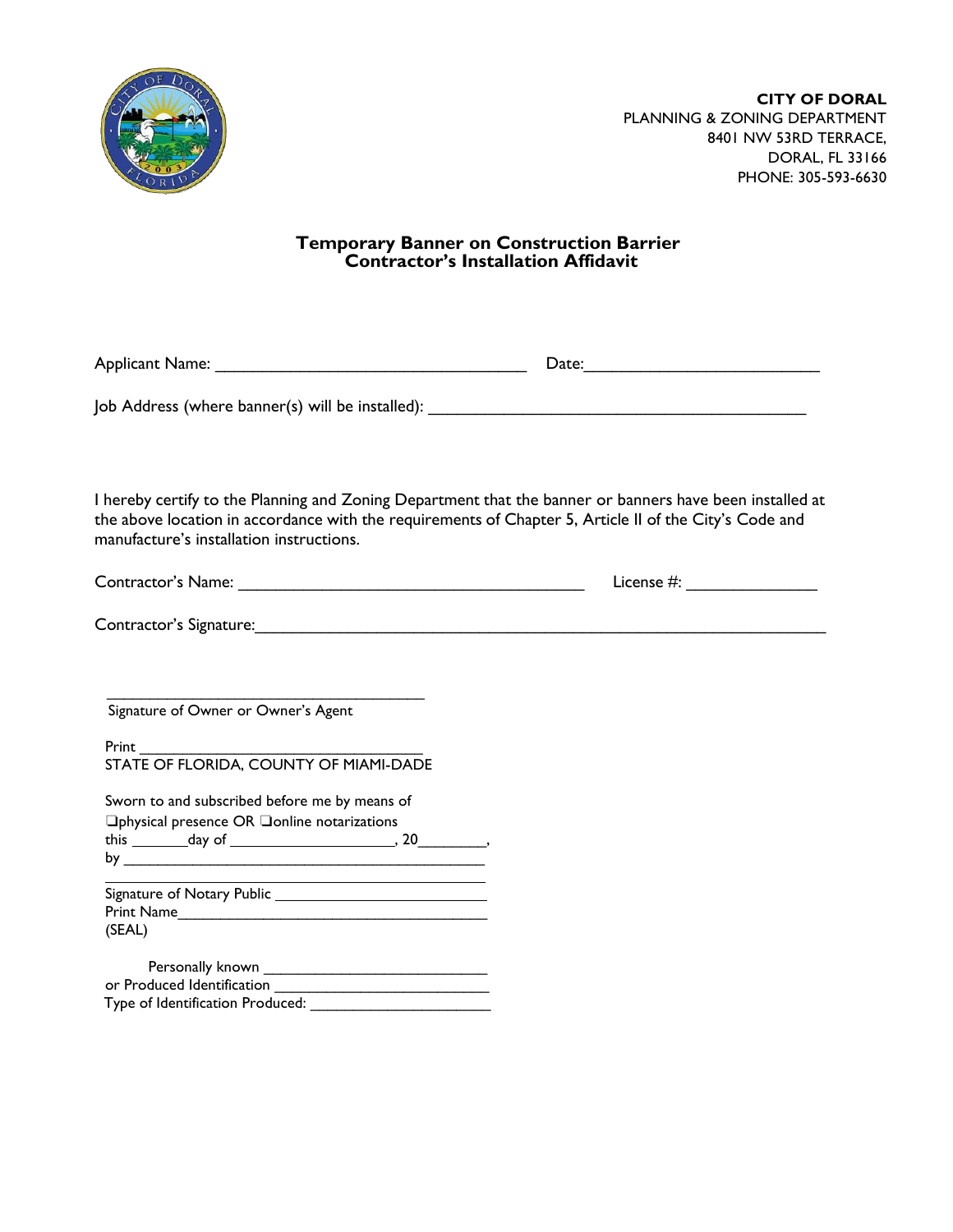**CITY OF DORAL**
PLANNING & ZONING DEPARTMENT
8401 NW 53RD TERRACE,
DORAL, FL 33166
PHONE: 305-593-6630

## Temporary Banner on Construction Barrier
## Contractor's Installation Affidavit

Applicant Name: ___________________________________ Date:_________________________

Job Address (where banner(s) will be installed): ___________________________________________

I hereby certify to the Planning and Zoning Department that the banner or banners have been installed at the above location in accordance with the requirements of Chapter 5, Article II of the City's Code and manufacture's installation instructions.

Contractor's Name: ________________________________________ License #: ______________

Contractor's Signature:_________________________________________________________________

_____________________________________
Signature of Owner or Owner's Agent

Print ___________________________________
STATE OF FLORIDA, COUNTY OF MIAMI-DADE

Sworn to and subscribed before me by means of
❑physical presence OR ❑online notarizations
this _______day of ____________________, 20________,
by ____________________________________________
_______________________________________________
Signature of Notary Public __________________________
Print Name_____________________________________
(SEAL)

Personally known ___________________________
or Produced Identification __________________________
Type of Identification Produced: ______________________